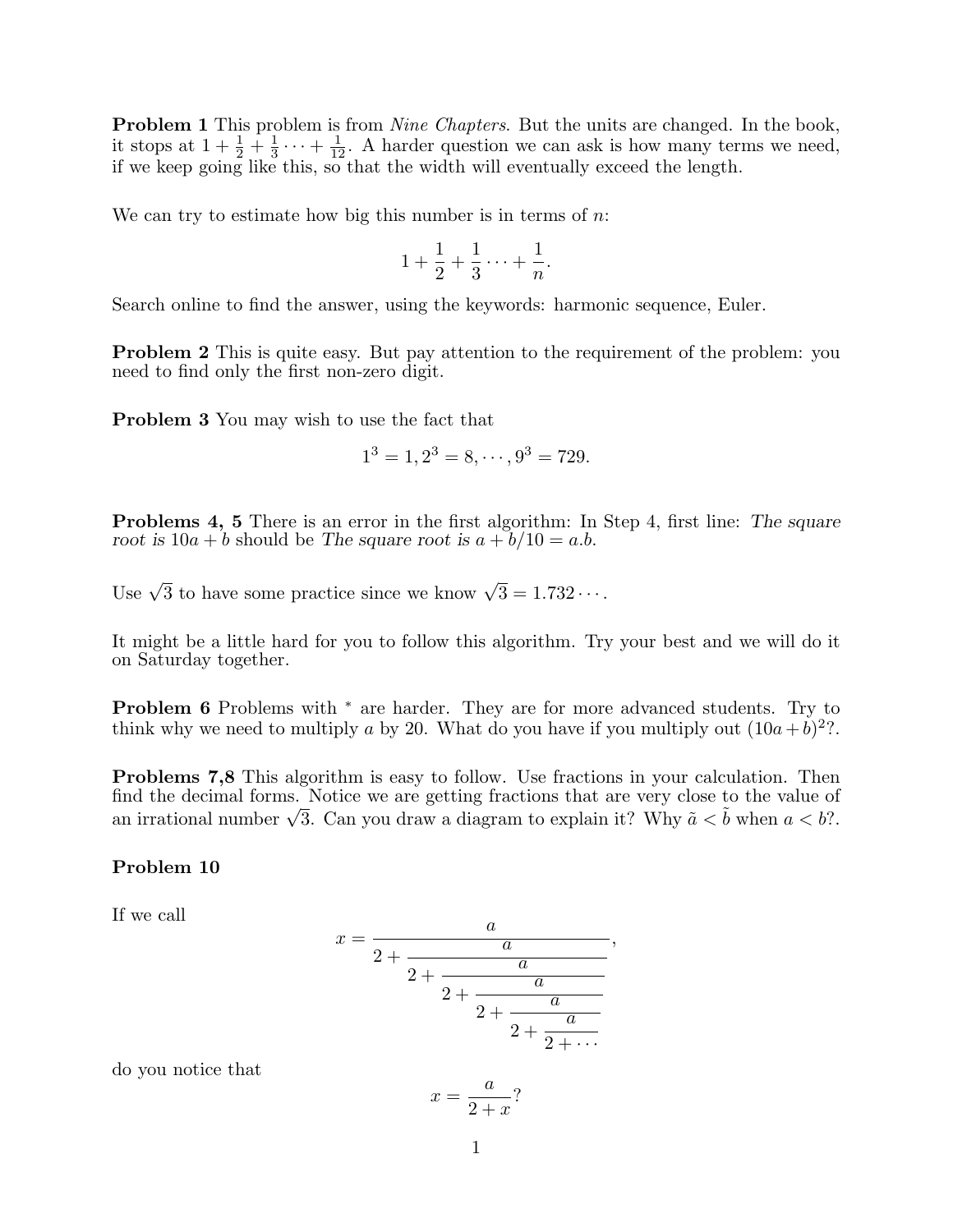**Problem 1** This problem is from *Nine Chapters*. But the units are changed. In the book, it stops at $1 + \frac{1}{2} + \frac{1}{3} \cdots + \frac{1}{12}$. A harder question we can ask is how many terms we need, if we keep going like this, so that the width will eventually exceed the length.

We can try to estimate how big this number is in terms of $n$:

$$1 + \frac{1}{2} + \frac{1}{3} \cdots + \frac{1}{n}.$$

Search online to find the answer, using the keywords: harmonic sequence, Euler.

**Problem 2** This is quite easy. But pay attention to the requirement of the problem: you need to find only the first non-zero digit.

**Problem 3** You may wish to use the fact that

$$1^3 = 1, 2^3 = 8, \cdots, 9^3 = 729.$$

**Problems 4, 5** There is an error in the first algorithm: In Step 4, first line: *The square root is* $10a + b$ should be *The square root is* $a + b/10 = a.b$.

Use $\sqrt{3}$ to have some practice since we know $\sqrt{3} = 1.732 \cdots$.

It might be a little hard for you to follow this algorithm. Try your best and we will do it on Saturday together.

**Problem 6** Problems with $^*$ are harder. They are for more advanced students. Try to think why we need to multiply $a$ by 20. What do you have if you multiply out $(10a + b)^2$?.

**Problems 7,8** This algorithm is easy to follow. Use fractions in your calculation. Then find the decimal forms. Notice we are getting fractions that are very close to the value of an irrational number $\sqrt{3}$. Can you draw a diagram to explain it? Why $\tilde{a} < \tilde{b}$ when $a < b$?.

**Problem 10**

If we call

$$x = \cfrac{a}{2 + \cfrac{a}{2 + \cfrac{a}{2 + \cfrac{a}{2 + \cfrac{a}{2 + \cfrac{a}{2 + \cdots}}}}}},$$

do you notice that

$$x = \frac{a}{2 + x}?$$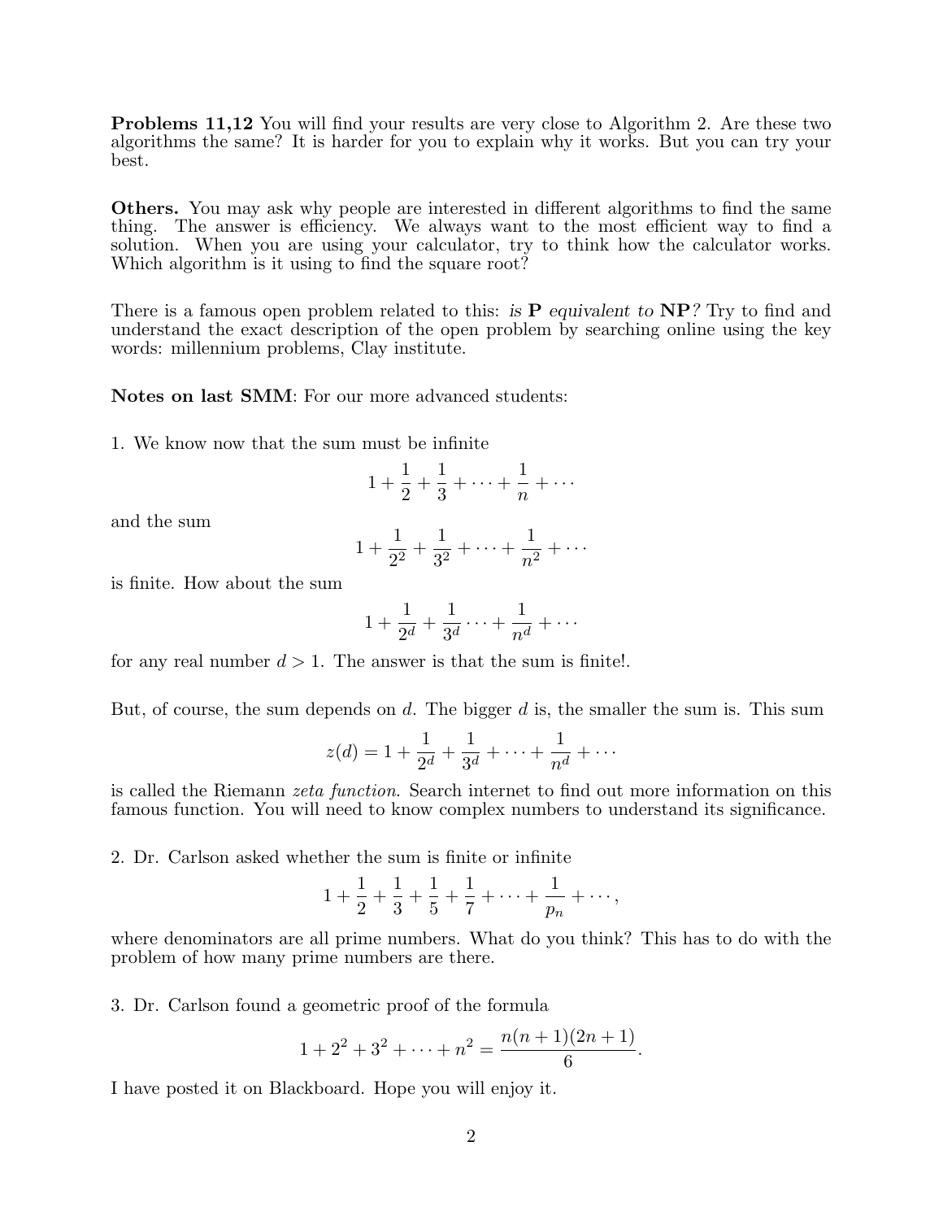**Problems 11,12** You will find your results are very close to Algorithm 2. Are these two algorithms the same? It is harder for you to explain why it works. But you can try your best.

**Others.** You may ask why people are interested in different algorithms to find the same thing. The answer is efficiency. We always want to the most efficient way to find a solution. When you are using your calculator, try to think how the calculator works. Which algorithm is it using to find the square root?

There is a famous open problem related to this: *is* **P** *equivalent to* **NP***?* Try to find and understand the exact description of the open problem by searching online using the key words: millennium problems, Clay institute.

**Notes on last SMM**: For our more advanced students:

1. We know now that the sum must be infinite

$$1 + \frac{1}{2} + \frac{1}{3} + \cdots + \frac{1}{n} + \cdots$$

and the sum

$$1 + \frac{1}{2^2} + \frac{1}{3^2} + \cdots + \frac{1}{n^2} + \cdots$$

is finite. How about the sum

$$1 + \frac{1}{2^d} + \frac{1}{3^d} \cdots + \frac{1}{n^d} + \cdots$$

for any real number $d > 1$. The answer is that the sum is finite!.

But, of course, the sum depends on $d$. The bigger $d$ is, the smaller the sum is. This sum

$$z(d) = 1 + \frac{1}{2^d} + \frac{1}{3^d} + \cdots + \frac{1}{n^d} + \cdots$$

is called the Riemann *zeta function*. Search internet to find out more information on this famous function. You will need to know complex numbers to understand its significance.

2. Dr. Carlson asked whether the sum is finite or infinite

$$1 + \frac{1}{2} + \frac{1}{3} + \frac{1}{5} + \frac{1}{7} + \cdots + \frac{1}{p_n} + \cdots,$$

where denominators are all prime numbers. What do you think? This has to do with the problem of how many prime numbers are there.

3. Dr. Carlson found a geometric proof of the formula

$$1 + 2^2 + 3^2 + \cdots + n^2 = \frac{n(n+1)(2n+1)}{6}.$$

I have posted it on Blackboard. Hope you will enjoy it.